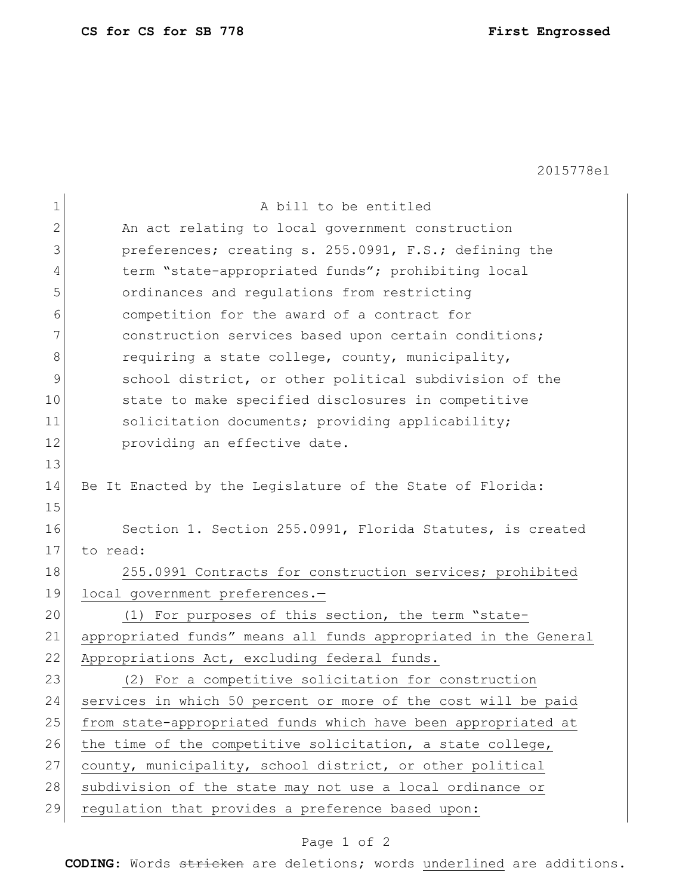2015778e1

A bill to be entitled

An act relating to local government construction preferences; creating s. 255.0991, F.S.; defining the term "state-appropriated funds"; prohibiting local ordinances and regulations from restricting competition for the award of a contract for construction services based upon certain conditions; requiring a state college, county, municipality, school district, or other political subdivision of the state to make specified disclosures in competitive solicitation documents; providing applicability; providing an effective date.

Be It Enacted by the Legislature of the State of Florida:

Section 1. Section 255.0991, Florida Statutes, is created to read:

255.0991 Contracts for construction services; prohibited local government preferences.—

(1) For purposes of this section, the term "state-appropriated funds" means all funds appropriated in the General Appropriations Act, excluding federal funds.

(2) For a competitive solicitation for construction services in which 50 percent or more of the cost will be paid from state-appropriated funds which have been appropriated at the time of the competitive solicitation, a state college, county, municipality, school district, or other political subdivision of the state may not use a local ordinance or regulation that provides a preference based upon:

**CODING:** Words ~~stricken~~ are deletions; words underlined are additions.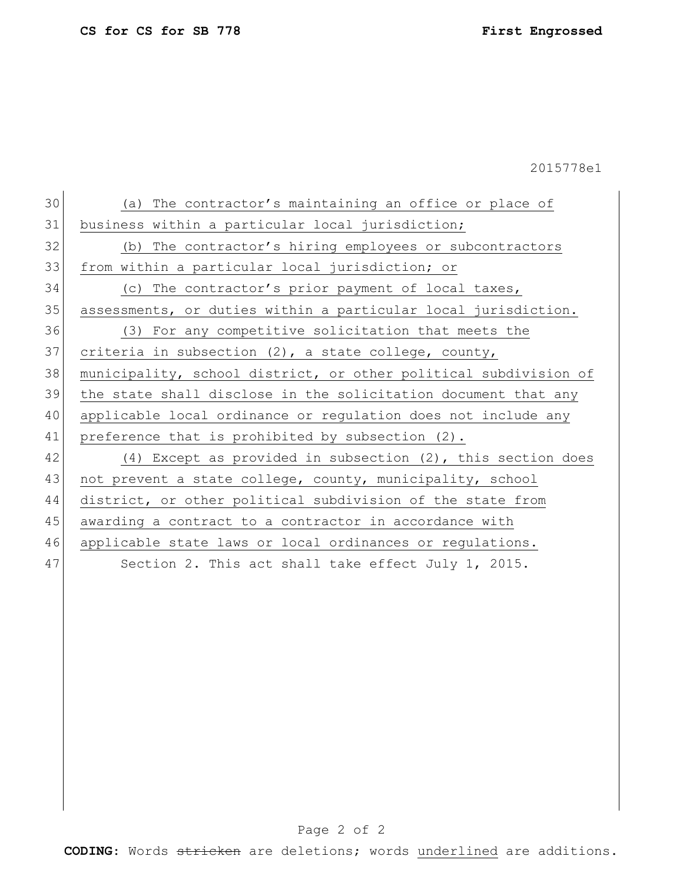(a) The contractor's maintaining an office or place of business within a particular local jurisdiction;

(b) The contractor's hiring employees or subcontractors from within a particular local jurisdiction; or

(c) The contractor's prior payment of local taxes, assessments, or duties within a particular local jurisdiction.

(3) For any competitive solicitation that meets the criteria in subsection (2), a state college, county, municipality, school district, or other political subdivision of the state shall disclose in the solicitation document that any applicable local ordinance or regulation does not include any preference that is prohibited by subsection (2).

(4) Except as provided in subsection (2), this section does not prevent a state college, county, municipality, school district, or other political subdivision of the state from awarding a contract to a contractor in accordance with applicable state laws or local ordinances or regulations.

Section 2. This act shall take effect July 1, 2015.